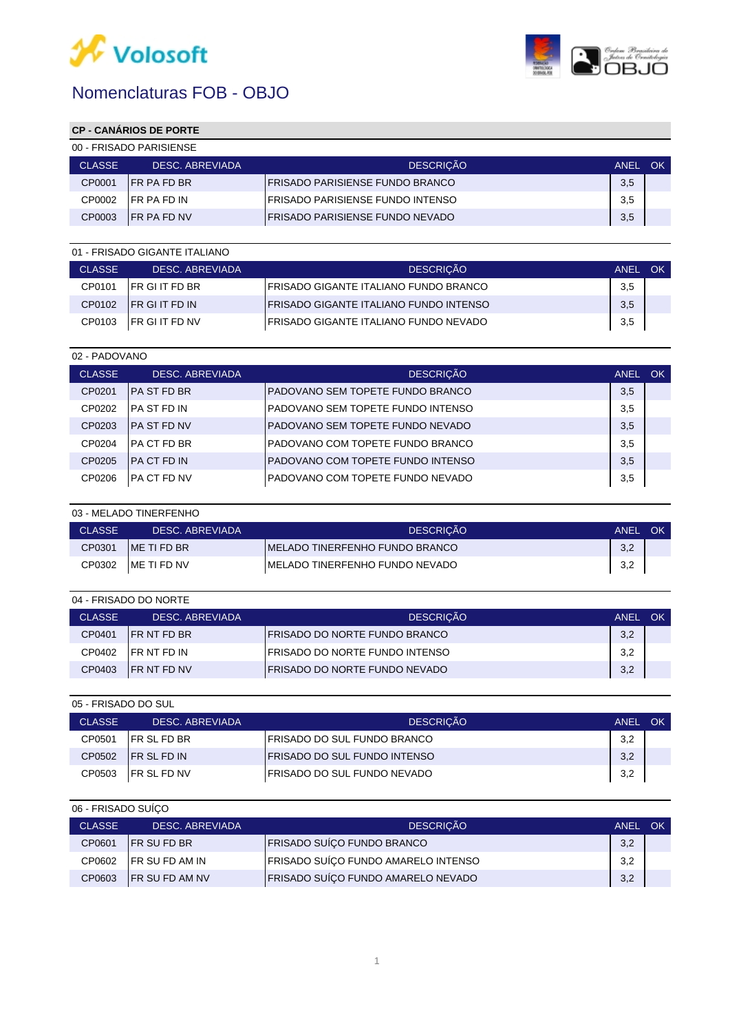Volosoft

# Nomenclaturas FOB - OBJO

## CP - CANÁRIOS DE PORTE

### 00 - FRISADO PARISIENSE

| CLASSE | DESC. ABREVIADA | DESCRIÇÃO | ANEL | OK |
|---|---|---|---|---|
| CP0001 | FR PA FD BR | FRISADO PARISIENSE FUNDO BRANCO | 3,5 | |
| CP0002 | FR PA FD IN | FRISADO PARISIENSE FUNDO INTENSO | 3,5 | |
| CP0003 | FR PA FD NV | FRISADO PARISIENSE FUNDO NEVADO | 3,5 | |

### 01 - FRISADO GIGANTE ITALIANO

| CLASSE | DESC. ABREVIADA | DESCRIÇÃO | ANEL | OK |
|---|---|---|---|---|
| CP0101 | FR GI IT FD BR | FRISADO GIGANTE ITALIANO FUNDO BRANCO | 3,5 | |
| CP0102 | FR GI IT FD IN | FRISADO GIGANTE ITALIANO FUNDO INTENSO | 3,5 | |
| CP0103 | FR GI IT FD NV | FRISADO GIGANTE ITALIANO FUNDO NEVADO | 3,5 | |

### 02 - PADOVANO

| CLASSE | DESC. ABREVIADA | DESCRIÇÃO | ANEL | OK |
|---|---|---|---|---|
| CP0201 | PA ST FD BR | PADOVANO SEM TOPETE FUNDO BRANCO | 3,5 | |
| CP0202 | PA ST FD IN | PADOVANO SEM TOPETE FUNDO INTENSO | 3,5 | |
| CP0203 | PA ST FD NV | PADOVANO SEM TOPETE FUNDO NEVADO | 3,5 | |
| CP0204 | PA CT FD BR | PADOVANO COM TOPETE FUNDO BRANCO | 3,5 | |
| CP0205 | PA CT FD IN | PADOVANO COM TOPETE FUNDO INTENSO | 3,5 | |
| CP0206 | PA CT FD NV | PADOVANO COM TOPETE FUNDO NEVADO | 3,5 | |

### 03 - MELADO TINERFENHO

| CLASSE | DESC. ABREVIADA | DESCRIÇÃO | ANEL | OK |
|---|---|---|---|---|
| CP0301 | ME TI FD BR | MELADO TINERFENHO FUNDO BRANCO | 3,2 | |
| CP0302 | ME TI FD NV | MELADO TINERFENHO FUNDO NEVADO | 3,2 | |

### 04 - FRISADO DO NORTE

| CLASSE | DESC. ABREVIADA | DESCRIÇÃO | ANEL | OK |
|---|---|---|---|---|
| CP0401 | FR NT FD BR | FRISADO DO NORTE FUNDO BRANCO | 3,2 | |
| CP0402 | FR NT FD IN | FRISADO DO NORTE FUNDO INTENSO | 3,2 | |
| CP0403 | FR NT FD NV | FRISADO DO NORTE FUNDO NEVADO | 3,2 | |

### 05 - FRISADO DO SUL

| CLASSE | DESC. ABREVIADA | DESCRIÇÃO | ANEL | OK |
|---|---|---|---|---|
| CP0501 | FR SL FD BR | FRISADO DO SUL FUNDO BRANCO | 3,2 | |
| CP0502 | FR SL FD IN | FRISADO DO SUL FUNDO INTENSO | 3,2 | |
| CP0503 | FR SL FD NV | FRISADO DO SUL FUNDO NEVADO | 3,2 | |

### 06 - FRISADO SUÍÇO

| CLASSE | DESC. ABREVIADA | DESCRIÇÃO | ANEL | OK |
|---|---|---|---|---|
| CP0601 | FR SU FD BR | FRISADO SUÍÇO FUNDO BRANCO | 3,2 | |
| CP0602 | FR SU FD AM IN | FRISADO SUÍÇO FUNDO AMARELO INTENSO | 3,2 | |
| CP0603 | FR SU FD AM NV | FRISADO SUÍÇO FUNDO AMARELO NEVADO | 3,2 | |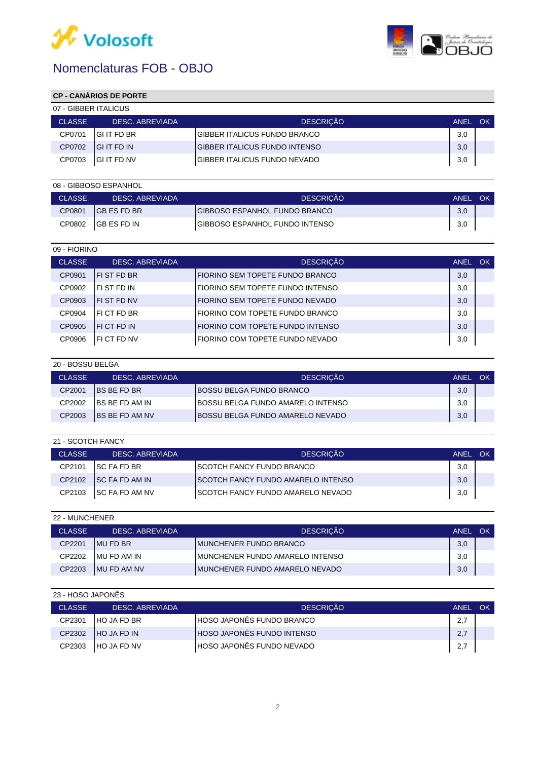# Nomenclaturas FOB - OBJO

## CP - CANÁRIOS DE PORTE

### 07 - GIBBER ITALICUS

| CLASSE | DESC. ABREVIADA | DESCRIÇÃO | ANEL | OK |
|---|---|---|---|---|
| CP0701 | GI IT FD BR | GIBBER ITALICUS FUNDO BRANCO | 3,0 | |
| CP0702 | GI IT FD IN | GIBBER ITALICUS FUNDO INTENSO | 3,0 | |
| CP0703 | GI IT FD NV | GIBBER ITALICUS FUNDO NEVADO | 3,0 | |

### 08 - GIBBOSO ESPANHOL

| CLASSE | DESC. ABREVIADA | DESCRIÇÃO | ANEL | OK |
|---|---|---|---|---|
| CP0801 | GB ES FD BR | GIBBOSO ESPANHOL FUNDO BRANCO | 3,0 | |
| CP0802 | GB ES FD IN | GIBBOSO ESPANHOL FUNDO INTENSO | 3,0 | |

### 09 - FIORINO

| CLASSE | DESC. ABREVIADA | DESCRIÇÃO | ANEL | OK |
|---|---|---|---|---|
| CP0901 | FI ST FD BR | FIORINO SEM TOPETE FUNDO BRANCO | 3,0 | |
| CP0902 | FI ST FD IN | FIORINO SEM TOPETE FUNDO INTENSO | 3,0 | |
| CP0903 | FI ST FD NV | FIORINO SEM TOPETE FUNDO NEVADO | 3,0 | |
| CP0904 | FI CT FD BR | FIORINO COM TOPETE FUNDO BRANCO | 3,0 | |
| CP0905 | FI CT FD IN | FIORINO COM TOPETE FUNDO INTENSO | 3,0 | |
| CP0906 | FI CT FD NV | FIORINO COM TOPETE FUNDO NEVADO | 3,0 | |

### 20 - BOSSU BELGA

| CLASSE | DESC. ABREVIADA | DESCRIÇÃO | ANEL | OK |
|---|---|---|---|---|
| CP2001 | BS BE FD BR | BOSSU BELGA FUNDO BRANCO | 3,0 | |
| CP2002 | BS BE FD AM IN | BOSSU BELGA FUNDO AMARELO INTENSO | 3,0 | |
| CP2003 | BS BE FD AM NV | BOSSU BELGA FUNDO AMARELO NEVADO | 3,0 | |

### 21 - SCOTCH FANCY

| CLASSE | DESC. ABREVIADA | DESCRIÇÃO | ANEL | OK |
|---|---|---|---|---|
| CP2101 | SC FA FD BR | SCOTCH FANCY FUNDO BRANCO | 3,0 | |
| CP2102 | SC FA FD AM IN | SCOTCH FANCY FUNDO AMARELO INTENSO | 3,0 | |
| CP2103 | SC FA FD AM NV | SCOTCH FANCY FUNDO AMARELO NEVADO | 3,0 | |

### 22 - MUNCHENER

| CLASSE | DESC. ABREVIADA | DESCRIÇÃO | ANEL | OK |
|---|---|---|---|---|
| CP2201 | MU FD BR | MUNCHENER FUNDO BRANCO | 3,0 | |
| CP2202 | MU FD AM IN | MUNCHENER FUNDO AMARELO INTENSO | 3,0 | |
| CP2203 | MU FD AM NV | MUNCHENER FUNDO AMARELO NEVADO | 3,0 | |

### 23 - HOSO JAPONÊS

| CLASSE | DESC. ABREVIADA | DESCRIÇÃO | ANEL | OK |
|---|---|---|---|---|
| CP2301 | HO JA FD BR | HOSO JAPONÊS FUNDO BRANCO | 2,7 | |
| CP2302 | HO JA FD IN | HOSO JAPONÊS FUNDO INTENSO | 2,7 | |
| CP2303 | HO JA FD NV | HOSO JAPONÊS FUNDO NEVADO | 2,7 | |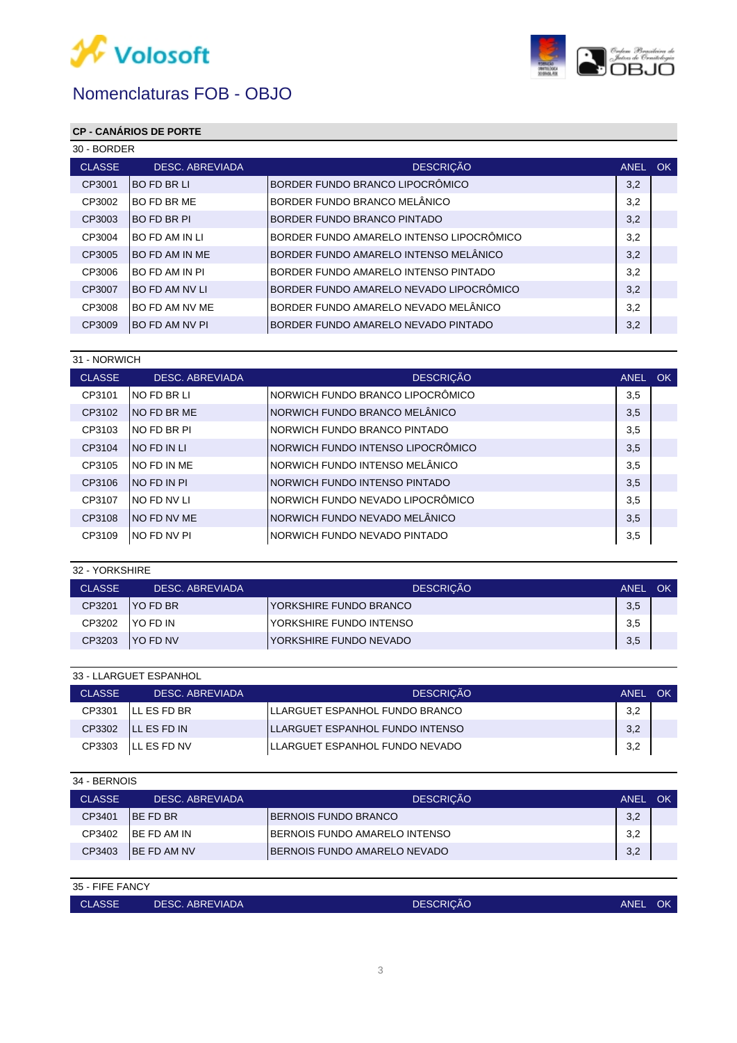# Nomenclaturas FOB - OBJO

## CP - CANÁRIOS DE PORTE

### 30 - BORDER

| CLASSE | DESC. ABREVIADA | DESCRIÇÃO | ANEL | OK |
|---|---|---|---|---|
| CP3001 | BO FD BR LI | BORDER FUNDO BRANCO LIPOCRÔMICO | 3,2 | |
| CP3002 | BO FD BR ME | BORDER FUNDO BRANCO MELÂNICO | 3,2 | |
| CP3003 | BO FD BR PI | BORDER FUNDO BRANCO PINTADO | 3,2 | |
| CP3004 | BO FD AM IN LI | BORDER FUNDO AMARELO INTENSO LIPOCRÔMICO | 3,2 | |
| CP3005 | BO FD AM IN ME | BORDER FUNDO AMARELO INTENSO MELÂNICO | 3,2 | |
| CP3006 | BO FD AM IN PI | BORDER FUNDO AMARELO INTENSO PINTADO | 3,2 | |
| CP3007 | BO FD AM NV LI | BORDER FUNDO AMARELO NEVADO LIPOCRÔMICO | 3,2 | |
| CP3008 | BO FD AM NV ME | BORDER FUNDO AMARELO NEVADO MELÂNICO | 3,2 | |
| CP3009 | BO FD AM NV PI | BORDER FUNDO AMARELO NEVADO PINTADO | 3,2 | |

### 31 - NORWICH

| CLASSE | DESC. ABREVIADA | DESCRIÇÃO | ANEL | OK |
|---|---|---|---|---|
| CP3101 | NO FD BR LI | NORWICH FUNDO BRANCO LIPOCRÔMICO | 3,5 | |
| CP3102 | NO FD BR ME | NORWICH FUNDO BRANCO MELÂNICO | 3,5 | |
| CP3103 | NO FD BR PI | NORWICH FUNDO BRANCO PINTADO | 3,5 | |
| CP3104 | NO FD IN LI | NORWICH FUNDO INTENSO LIPOCRÔMICO | 3,5 | |
| CP3105 | NO FD IN ME | NORWICH FUNDO INTENSO MELÂNICO | 3,5 | |
| CP3106 | NO FD IN PI | NORWICH FUNDO INTENSO PINTADO | 3,5 | |
| CP3107 | NO FD NV LI | NORWICH FUNDO NEVADO LIPOCRÔMICO | 3,5 | |
| CP3108 | NO FD NV ME | NORWICH FUNDO NEVADO MELÂNICO | 3,5 | |
| CP3109 | NO FD NV PI | NORWICH FUNDO NEVADO PINTADO | 3,5 | |

### 32 - YORKSHIRE

| CLASSE | DESC. ABREVIADA | DESCRIÇÃO | ANEL | OK |
|---|---|---|---|---|
| CP3201 | YO FD BR | YORKSHIRE FUNDO BRANCO | 3,5 | |
| CP3202 | YO FD IN | YORKSHIRE FUNDO INTENSO | 3,5 | |
| CP3203 | YO FD NV | YORKSHIRE FUNDO NEVADO | 3,5 | |

### 33 - LLARGUET ESPANHOL

| CLASSE | DESC. ABREVIADA | DESCRIÇÃO | ANEL | OK |
|---|---|---|---|---|
| CP3301 | LL ES FD BR | LLARGUET ESPANHOL FUNDO BRANCO | 3,2 | |
| CP3302 | LL ES FD IN | LLARGUET ESPANHOL FUNDO INTENSO | 3,2 | |
| CP3303 | LL ES FD NV | LLARGUET ESPANHOL FUNDO NEVADO | 3,2 | |

### 34 - BERNOIS

| CLASSE | DESC. ABREVIADA | DESCRIÇÃO | ANEL | OK |
|---|---|---|---|---|
| CP3401 | BE FD BR | BERNOIS FUNDO BRANCO | 3,2 | |
| CP3402 | BE FD AM IN | BERNOIS FUNDO AMARELO INTENSO | 3,2 | |
| CP3403 | BE FD AM NV | BERNOIS FUNDO AMARELO NEVADO | 3,2 | |

### 35 - FIFE FANCY

| CLASSE | DESC. ABREVIADA | DESCRIÇÃO | ANEL | OK |
|---|---|---|---|---|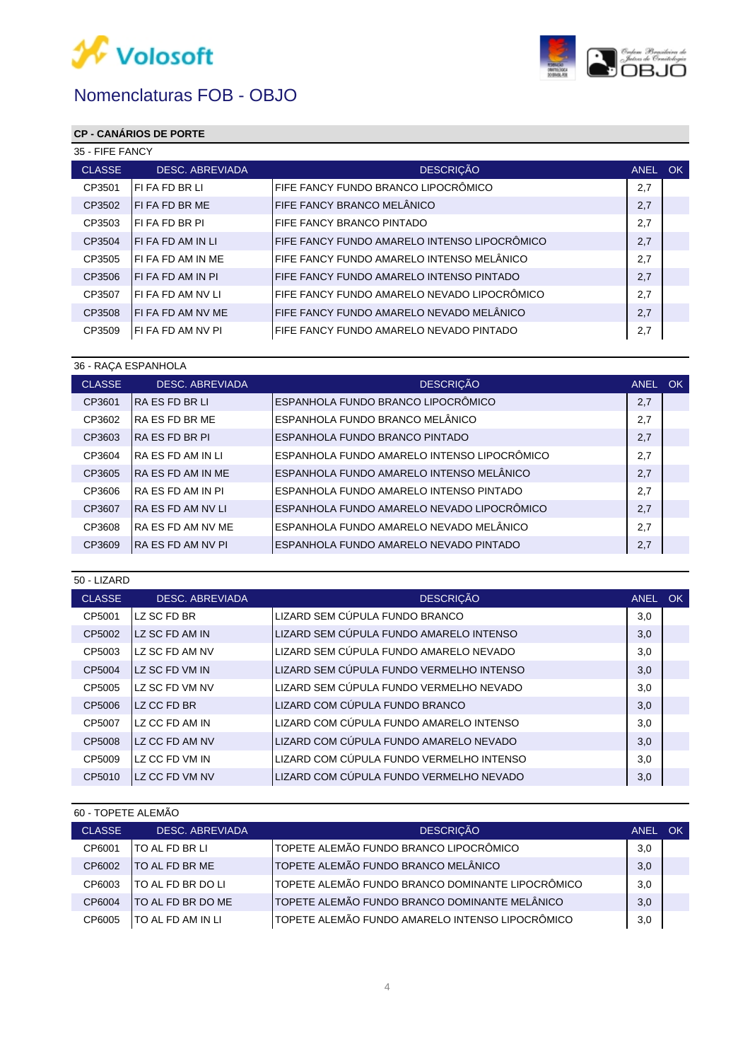# Nomenclaturas FOB - OBJO

## CP - CANÁRIOS DE PORTE

### 35 - FIFE FANCY

| CLASSE | DESC. ABREVIADA | DESCRIÇÃO | ANEL | OK |
|---|---|---|---|---|
| CP3501 | FI FA FD BR LI | FIFE FANCY FUNDO BRANCO LIPOCRÔMICO | 2,7 | |
| CP3502 | FI FA FD BR ME | FIFE FANCY BRANCO MELÂNICO | 2,7 | |
| CP3503 | FI FA FD BR PI | FIFE FANCY BRANCO PINTADO | 2,7 | |
| CP3504 | FI FA FD AM IN LI | FIFE FANCY FUNDO AMARELO INTENSO LIPOCRÔMICO | 2,7 | |
| CP3505 | FI FA FD AM IN ME | FIFE FANCY FUNDO AMARELO INTENSO MELÂNICO | 2,7 | |
| CP3506 | FI FA FD AM IN PI | FIFE FANCY FUNDO AMARELO INTENSO PINTADO | 2,7 | |
| CP3507 | FI FA FD AM NV LI | FIFE FANCY FUNDO AMARELO NEVADO LIPOCRÔMICO | 2,7 | |
| CP3508 | FI FA FD AM NV ME | FIFE FANCY FUNDO AMARELO NEVADO MELÂNICO | 2,7 | |
| CP3509 | FI FA FD AM NV PI | FIFE FANCY FUNDO AMARELO NEVADO PINTADO | 2,7 | |

### 36 - RAÇA ESPANHOLA

| CLASSE | DESC. ABREVIADA | DESCRIÇÃO | ANEL | OK |
|---|---|---|---|---|
| CP3601 | RA ES FD BR LI | ESPANHOLA FUNDO BRANCO LIPOCRÔMICO | 2,7 | |
| CP3602 | RA ES FD BR ME | ESPANHOLA FUNDO BRANCO MELÂNICO | 2,7 | |
| CP3603 | RA ES FD BR PI | ESPANHOLA FUNDO BRANCO PINTADO | 2,7 | |
| CP3604 | RA ES FD AM IN LI | ESPANHOLA FUNDO AMARELO INTENSO LIPOCRÔMICO | 2,7 | |
| CP3605 | RA ES FD AM IN ME | ESPANHOLA FUNDO AMARELO INTENSO MELÂNICO | 2,7 | |
| CP3606 | RA ES FD AM IN PI | ESPANHOLA FUNDO AMARELO INTENSO PINTADO | 2,7 | |
| CP3607 | RA ES FD AM NV LI | ESPANHOLA FUNDO AMARELO NEVADO LIPOCRÔMICO | 2,7 | |
| CP3608 | RA ES FD AM NV ME | ESPANHOLA FUNDO AMARELO NEVADO MELÂNICO | 2,7 | |
| CP3609 | RA ES FD AM NV PI | ESPANHOLA FUNDO AMARELO NEVADO PINTADO | 2,7 | |

### 50 - LIZARD

| CLASSE | DESC. ABREVIADA | DESCRIÇÃO | ANEL | OK |
|---|---|---|---|---|
| CP5001 | LZ SC FD BR | LIZARD SEM CÚPULA FUNDO BRANCO | 3,0 | |
| CP5002 | LZ SC FD AM IN | LIZARD SEM CÚPULA FUNDO AMARELO INTENSO | 3,0 | |
| CP5003 | LZ SC FD AM NV | LIZARD SEM CÚPULA FUNDO AMARELO NEVADO | 3,0 | |
| CP5004 | LZ SC FD VM IN | LIZARD SEM CÚPULA FUNDO VERMELHO INTENSO | 3,0 | |
| CP5005 | LZ SC FD VM NV | LIZARD SEM CÚPULA FUNDO VERMELHO NEVADO | 3,0 | |
| CP5006 | LZ CC FD BR | LIZARD COM CÚPULA FUNDO BRANCO | 3,0 | |
| CP5007 | LZ CC FD AM IN | LIZARD COM CÚPULA FUNDO AMARELO INTENSO | 3,0 | |
| CP5008 | LZ CC FD AM NV | LIZARD COM CÚPULA FUNDO AMARELO NEVADO | 3,0 | |
| CP5009 | LZ CC FD VM IN | LIZARD COM CÚPULA FUNDO VERMELHO INTENSO | 3,0 | |
| CP5010 | LZ CC FD VM NV | LIZARD COM CÚPULA FUNDO VERMELHO NEVADO | 3,0 | |

### 60 - TOPETE ALEMÃO

| CLASSE | DESC. ABREVIADA | DESCRIÇÃO | ANEL | OK |
|---|---|---|---|---|
| CP6001 | TO AL FD BR LI | TOPETE ALEMÃO FUNDO BRANCO LIPOCRÔMICO | 3,0 | |
| CP6002 | TO AL FD BR ME | TOPETE ALEMÃO FUNDO BRANCO MELÂNICO | 3,0 | |
| CP6003 | TO AL FD BR DO LI | TOPETE ALEMÃO FUNDO BRANCO DOMINANTE LIPOCRÔMICO | 3,0 | |
| CP6004 | TO AL FD BR DO ME | TOPETE ALEMÃO FUNDO BRANCO DOMINANTE MELÂNICO | 3,0 | |
| CP6005 | TO AL FD AM IN LI | TOPETE ALEMÃO FUNDO AMARELO INTENSO LIPOCRÔMICO | 3,0 | |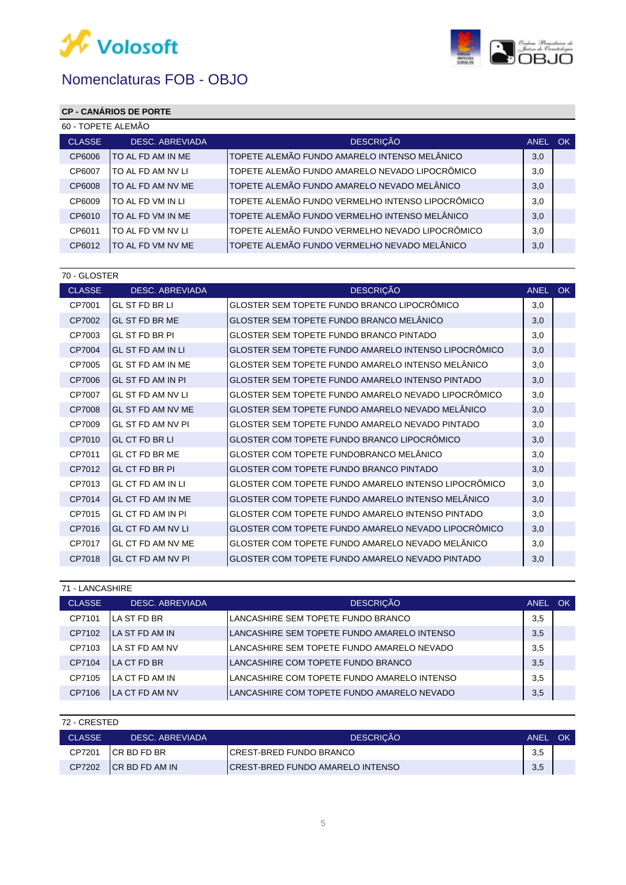# Nomenclaturas FOB - OBJO

## CP - CANÁRIOS DE PORTE

### 60 - TOPETE ALEMÃO

| CLASSE | DESC. ABREVIADA | DESCRIÇÃO | ANEL | OK |
|---|---|---|---|---|
| CP6006 | TO AL FD AM IN ME | TOPETE ALEMÃO FUNDO AMARELO INTENSO MELÂNICO | 3,0 | |
| CP6007 | TO AL FD AM NV LI | TOPETE ALEMÃO FUNDO AMARELO NEVADO LIPOCRÔMICO | 3,0 | |
| CP6008 | TO AL FD AM NV ME | TOPETE ALEMÃO FUNDO AMARELO NEVADO MELÂNICO | 3,0 | |
| CP6009 | TO AL FD VM IN LI | TOPETE ALEMÃO FUNDO VERMELHO INTENSO LIPOCRÔMICO | 3,0 | |
| CP6010 | TO AL FD VM IN ME | TOPETE ALEMÃO FUNDO VERMELHO INTENSO MELÂNICO | 3,0 | |
| CP6011 | TO AL FD VM NV LI | TOPETE ALEMÃO FUNDO VERMELHO NEVADO LIPOCRÔMICO | 3,0 | |
| CP6012 | TO AL FD VM NV ME | TOPETE ALEMÃO FUNDO VERMELHO NEVADO MELÂNICO | 3,0 | |

### 70 - GLOSTER

| CLASSE | DESC. ABREVIADA | DESCRIÇÃO | ANEL | OK |
|---|---|---|---|---|
| CP7001 | GL ST FD BR LI | GLOSTER SEM TOPETE FUNDO BRANCO LIPOCRÔMICO | 3,0 | |
| CP7002 | GL ST FD BR ME | GLOSTER SEM TOPETE FUNDO BRANCO MELÂNICO | 3,0 | |
| CP7003 | GL ST FD BR PI | GLOSTER SEM TOPETE FUNDO BRANCO PINTADO | 3,0 | |
| CP7004 | GL ST FD AM IN LI | GLOSTER SEM TOPETE FUNDO AMARELO INTENSO LIPOCRÔMICO | 3,0 | |
| CP7005 | GL ST FD AM IN ME | GLOSTER SEM TOPETE FUNDO AMARELO INTENSO MELÂNICO | 3,0 | |
| CP7006 | GL ST FD AM IN PI | GLOSTER SEM TOPETE FUNDO AMARELO INTENSO PINTADO | 3,0 | |
| CP7007 | GL ST FD AM NV LI | GLOSTER SEM TOPETE FUNDO AMARELO NEVADO LIPOCRÔMICO | 3,0 | |
| CP7008 | GL ST FD AM NV ME | GLOSTER SEM TOPETE FUNDO AMARELO NEVADO MELÂNICO | 3,0 | |
| CP7009 | GL ST FD AM NV PI | GLOSTER SEM TOPETE FUNDO AMARELO NEVADO PINTADO | 3,0 | |
| CP7010 | GL CT FD BR LI | GLOSTER COM TOPETE FUNDO BRANCO LIPOCRÔMICO | 3,0 | |
| CP7011 | GL CT FD BR ME | GLOSTER COM TOPETE FUNDOBRANCO MELÂNICO | 3,0 | |
| CP7012 | GL CT FD BR PI | GLOSTER COM TOPETE FUNDO BRANCO PINTADO | 3,0 | |
| CP7013 | GL CT FD AM IN LI | GLOSTER COM TOPETE FUNDO AMARELO INTENSO LIPOCRÔMICO | 3,0 | |
| CP7014 | GL CT FD AM IN ME | GLOSTER COM TOPETE FUNDO AMARELO INTENSO MELÂNICO | 3,0 | |
| CP7015 | GL CT FD AM IN PI | GLOSTER COM TOPETE FUNDO AMARELO INTENSO PINTADO | 3,0 | |
| CP7016 | GL CT FD AM NV LI | GLOSTER COM TOPETE FUNDO AMARELO NEVADO LIPOCRÔMICO | 3,0 | |
| CP7017 | GL CT FD AM NV ME | GLOSTER COM TOPETE FUNDO AMARELO NEVADO MELÂNICO | 3,0 | |
| CP7018 | GL CT FD AM NV PI | GLOSTER COM TOPETE FUNDO AMARELO NEVADO PINTADO | 3,0 | |

### 71 - LANCASHIRE

| CLASSE | DESC. ABREVIADA | DESCRIÇÃO | ANEL | OK |
|---|---|---|---|---|
| CP7101 | LA ST FD BR | LANCASHIRE SEM TOPETE FUNDO BRANCO | 3,5 | |
| CP7102 | LA ST FD AM IN | LANCASHIRE SEM TOPETE FUNDO AMARELO INTENSO | 3,5 | |
| CP7103 | LA ST FD AM NV | LANCASHIRE SEM TOPETE FUNDO AMARELO NEVADO | 3,5 | |
| CP7104 | LA CT FD BR | LANCASHIRE COM TOPETE FUNDO BRANCO | 3,5 | |
| CP7105 | LA CT FD AM IN | LANCASHIRE COM TOPETE FUNDO AMARELO INTENSO | 3,5 | |
| CP7106 | LA CT FD AM NV | LANCASHIRE COM TOPETE FUNDO AMARELO NEVADO | 3,5 | |

### 72 - CRESTED

| CLASSE | DESC. ABREVIADA | DESCRIÇÃO | ANEL | OK |
|---|---|---|---|---|
| CP7201 | CR BD FD BR | CREST-BRED FUNDO BRANCO | 3,5 | |
| CP7202 | CR BD FD AM IN | CREST-BRED FUNDO AMARELO INTENSO | 3,5 | |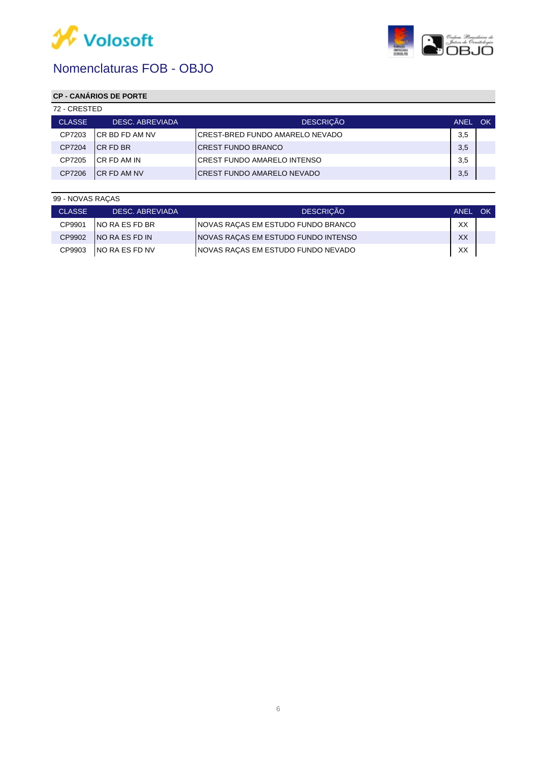# Nomenclaturas FOB - OBJO

## CP - CANÁRIOS DE PORTE

### 72 - CRESTED

| CLASSE | DESC. ABREVIADA | DESCRIÇÃO | ANEL | OK |
|---|---|---|---|---|
| CP7203 | CR BD FD AM NV | CREST-BRED FUNDO AMARELO NEVADO | 3,5 | |
| CP7204 | CR FD BR | CREST FUNDO BRANCO | 3,5 | |
| CP7205 | CR FD AM IN | CREST FUNDO AMARELO INTENSO | 3,5 | |
| CP7206 | CR FD AM NV | CREST FUNDO AMARELO NEVADO | 3,5 | |

### 99 - NOVAS RAÇAS

| CLASSE | DESC. ABREVIADA | DESCRIÇÃO | ANEL | OK |
|---|---|---|---|---|
| CP9901 | NO RA ES FD BR | NOVAS RAÇAS EM ESTUDO FUNDO BRANCO | XX | |
| CP9902 | NO RA ES FD IN | NOVAS RAÇAS EM ESTUDO FUNDO INTENSO | XX | |
| CP9903 | NO RA ES FD NV | NOVAS RAÇAS EM ESTUDO FUNDO NEVADO | XX | |